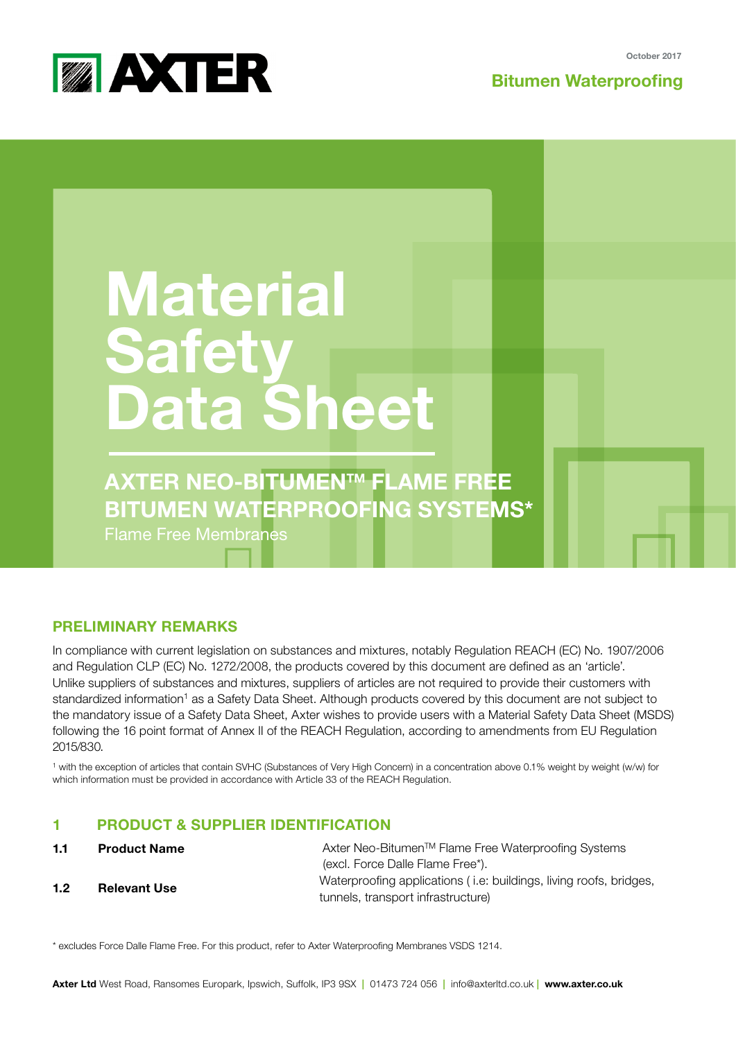October 2017

**Bitumen Waterproofing**

# Material Safety Data Sheet

## AXTER NEO-BITUMEN™ FLAME FREE BITUMEN WATERPROOFING SYSTEMS*

Flame Free Membranes

## PRELIMINARY REMARKS

In compliance with current legislation on substances and mixtures, notably Regulation REACH (EC) No. 1907/2006 and Regulation CLP (EC) No. 1272/2008, the products covered by this document are defined as an 'article'. Unlike suppliers of substances and mixtures, suppliers of articles are not required to provide their customers with standardized information[1] as a Safety Data Sheet. Although products covered by this document are not subject to the mandatory issue of a Safety Data Sheet, Axter wishes to provide users with a Material Safety Data Sheet (MSDS) following the 16 point format of Annex II of the REACH Regulation, according to amendments from EU Regulation 2015/830.

[1] with the exception of articles that contain SVHC (Substances of Very High Concern) in a concentration above 0.1% weight by weight (w/w) for which information must be provided in accordance with Article 33 of the REACH Regulation.

## 1 PRODUCT & SUPPLIER IDENTIFICATION

| | | |
|---|---|---|
| **1.1** | **Product Name** | Axter Neo-Bitumen™ Flame Free Waterproofing Systems (excl. Force Dalle Flame Free*). |
| **1.2** | **Relevant Use** | Waterproofing applications ( i.e: buildings, living roofs, bridges, tunnels, transport infrastructure) |

\* excludes Force Dalle Flame Free. For this product, refer to Axter Waterproofing Membranes VSDS 1214.

**Axter Ltd** West Road, Ransomes Europark, Ipswich, Suffolk, IP3 9SX | 01473 724 056 | info@axterltd.co.uk | **www.axter.co.uk**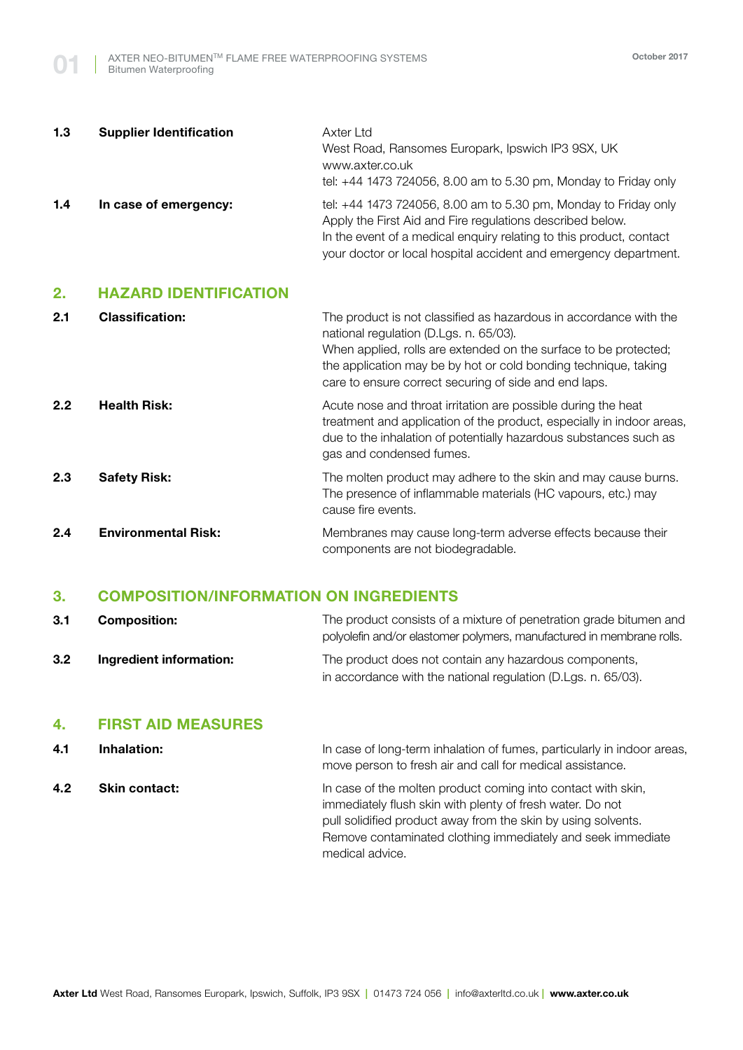**1.3 Supplier Identification**

Axter Ltd
West Road, Ransomes Europark, Ipswich IP3 9SX, UK
www.axter.co.uk
tel: +44 1473 724056, 8.00 am to 5.30 pm, Monday to Friday only

**1.4 In case of emergency:**

tel: +44 1473 724056, 8.00 am to 5.30 pm, Monday to Friday only
Apply the First Aid and Fire regulations described below.
In the event of a medical enquiry relating to this product, contact your doctor or local hospital accident and emergency department.

## 2. HAZARD IDENTIFICATION

**2.1 Classification:**

The product is not classified as hazardous in accordance with the national regulation (D.Lgs. n. 65/03).
When applied, rolls are extended on the surface to be protected; the application may be by hot or cold bonding technique, taking care to ensure correct securing of side and end laps.

**2.2 Health Risk:**

Acute nose and throat irritation are possible during the heat treatment and application of the product, especially in indoor areas, due to the inhalation of potentially hazardous substances such as gas and condensed fumes.

**2.3 Safety Risk:**

The molten product may adhere to the skin and may cause burns. The presence of inflammable materials (HC vapours, etc.) may cause fire events.

**2.4 Environmental Risk:**

Membranes may cause long-term adverse effects because their components are not biodegradable.

## 3. COMPOSITION/INFORMATION ON INGREDIENTS

**3.1 Composition:**

The product consists of a mixture of penetration grade bitumen and polyolefin and/or elastomer polymers, manufactured in membrane rolls.

**3.2 Ingredient information:**

The product does not contain any hazardous components, in accordance with the national regulation (D.Lgs. n. 65/03).

## 4. FIRST AID MEASURES

**4.1 Inhalation:**

In case of long-term inhalation of fumes, particularly in indoor areas, move person to fresh air and call for medical assistance.

**4.2 Skin contact:**

In case of the molten product coming into contact with skin, immediately flush skin with plenty of fresh water. Do not pull solidified product away from the skin by using solvents. Remove contaminated clothing immediately and seek immediate medical advice.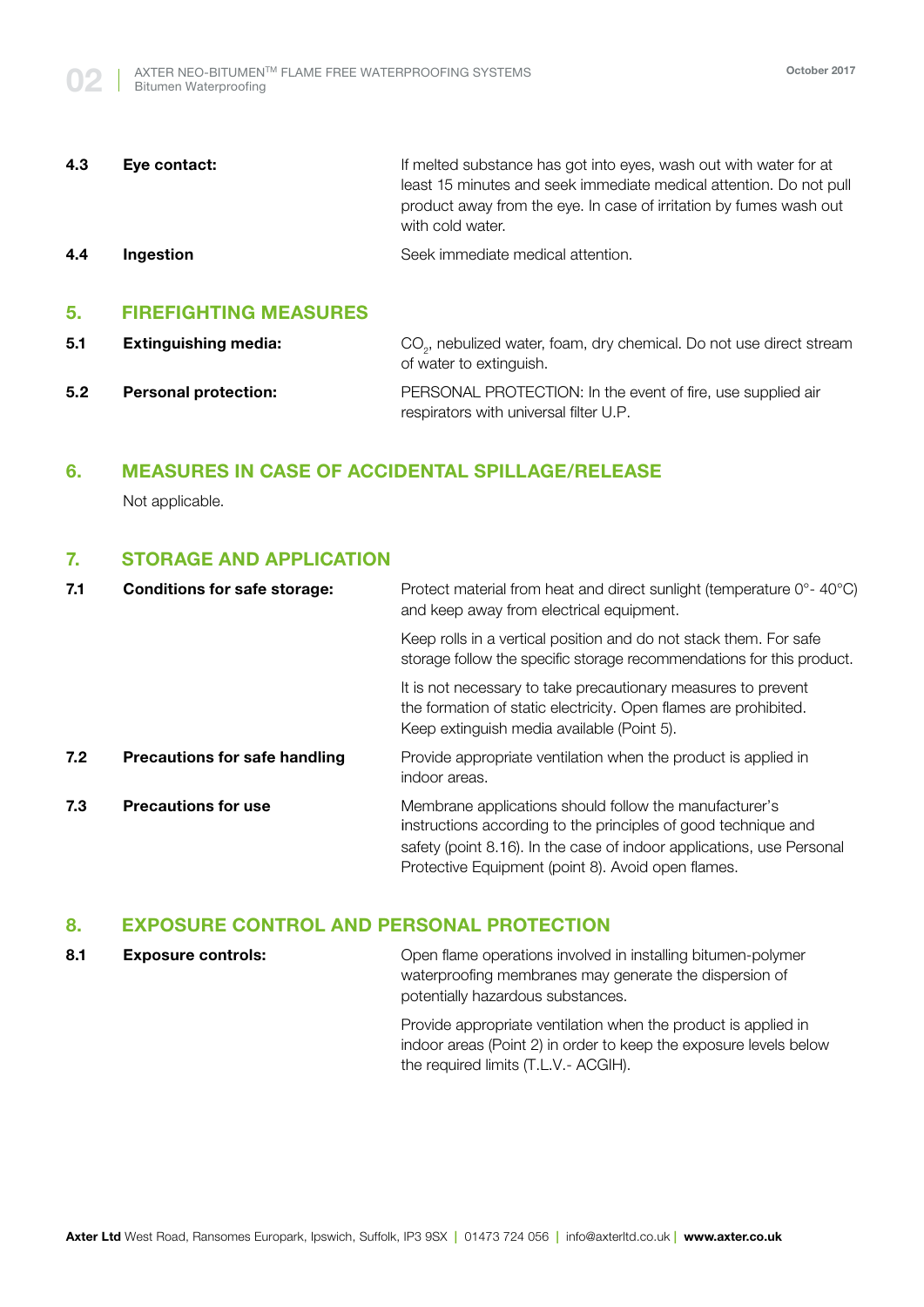**4.3 Eye contact:**

If melted substance has got into eyes, wash out with water for at least 15 minutes and seek immediate medical attention. Do not pull product away from the eye. In case of irritation by fumes wash out with cold water.

**4.4 Ingestion**

Seek immediate medical attention.

## 5. FIREFIGHTING MEASURES

**5.1 Extinguishing media:**

$CO_2$, nebulized water, foam, dry chemical. Do not use direct stream of water to extinguish.

**5.2 Personal protection:**

PERSONAL PROTECTION: In the event of fire, use supplied air respirators with universal filter U.P.

## 6. MEASURES IN CASE OF ACCIDENTAL SPILLAGE/RELEASE

Not applicable.

## 7. STORAGE AND APPLICATION

**7.1 Conditions for safe storage:**

Protect material from heat and direct sunlight (temperature 0°- 40°C) and keep away from electrical equipment.

Keep rolls in a vertical position and do not stack them. For safe storage follow the specific storage recommendations for this product.

It is not necessary to take precautionary measures to prevent the formation of static electricity. Open flames are prohibited. Keep extinguish media available (Point 5).

**7.2 Precautions for safe handling**

Provide appropriate ventilation when the product is applied in indoor areas.

**7.3 Precautions for use**

Membrane applications should follow the manufacturer's instructions according to the principles of good technique and safety (point 8.16). In the case of indoor applications, use Personal Protective Equipment (point 8). Avoid open flames.

## 8. EXPOSURE CONTROL AND PERSONAL PROTECTION

**8.1 Exposure controls:**

Open flame operations involved in installing bitumen-polymer waterproofing membranes may generate the dispersion of potentially hazardous substances.

Provide appropriate ventilation when the product is applied in indoor areas (Point 2) in order to keep the exposure levels below the required limits (T.L.V.- ACGIH).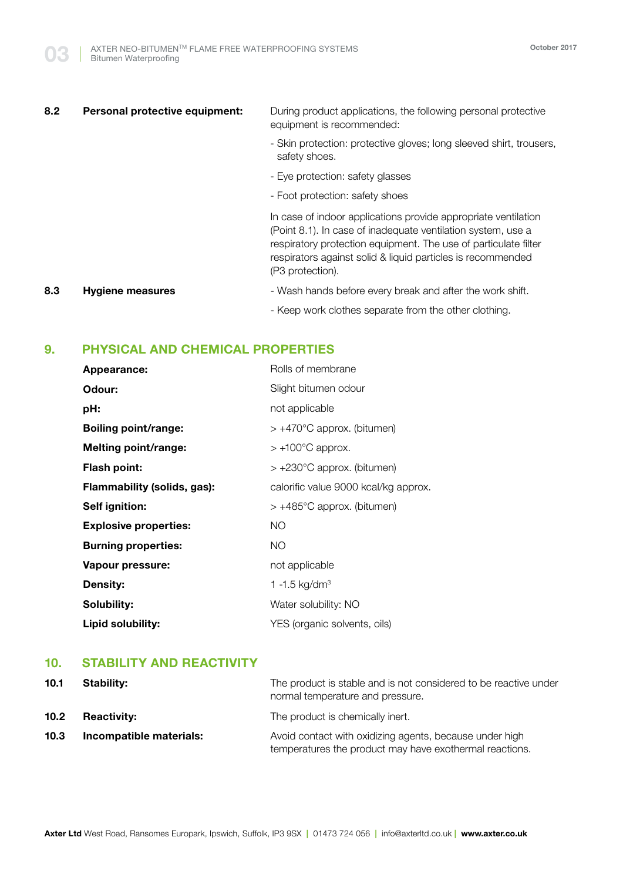**8.2 Personal protective equipment:**

During product applications, the following personal protective equipment is recommended:

- Skin protection: protective gloves; long sleeved shirt, trousers, safety shoes.
- Eye protection: safety glasses
- Foot protection: safety shoes

In case of indoor applications provide appropriate ventilation (Point 8.1). In case of inadequate ventilation system, use a respiratory protection equipment. The use of particulate filter respirators against solid & liquid particles is recommended (P3 protection).

**8.3 Hygiene measures**

- Wash hands before every break and after the work shift.
- Keep work clothes separate from the other clothing.

## 9. PHYSICAL AND CHEMICAL PROPERTIES

| | |
|---|---|
| **Appearance:** | Rolls of membrane |
| **Odour:** | Slight bitumen odour |
| **pH:** | not applicable |
| **Boiling point/range:** | > +470°C approx. (bitumen) |
| **Melting point/range:** | > +100°C approx. |
| **Flash point:** | > +230°C approx. (bitumen) |
| **Flammability (solids, gas):** | calorific value 9000 kcal/kg approx. |
| **Self ignition:** | > +485°C approx. (bitumen) |
| **Explosive properties:** | NO |
| **Burning properties:** | NO |
| **Vapour pressure:** | not applicable |
| **Density:** | 1 -1.5 kg/dm$^3$ |
| **Solubility:** | Water solubility: NO |
| **Lipid solubility:** | YES (organic solvents, oils) |

## 10. STABILITY AND REACTIVITY

**10.1 Stability:** The product is stable and is not considered to be reactive under normal temperature and pressure.

**10.2 Reactivity:** The product is chemically inert.

**10.3 Incompatible materials:** Avoid contact with oxidizing agents, because under high temperatures the product may have exothermal reactions.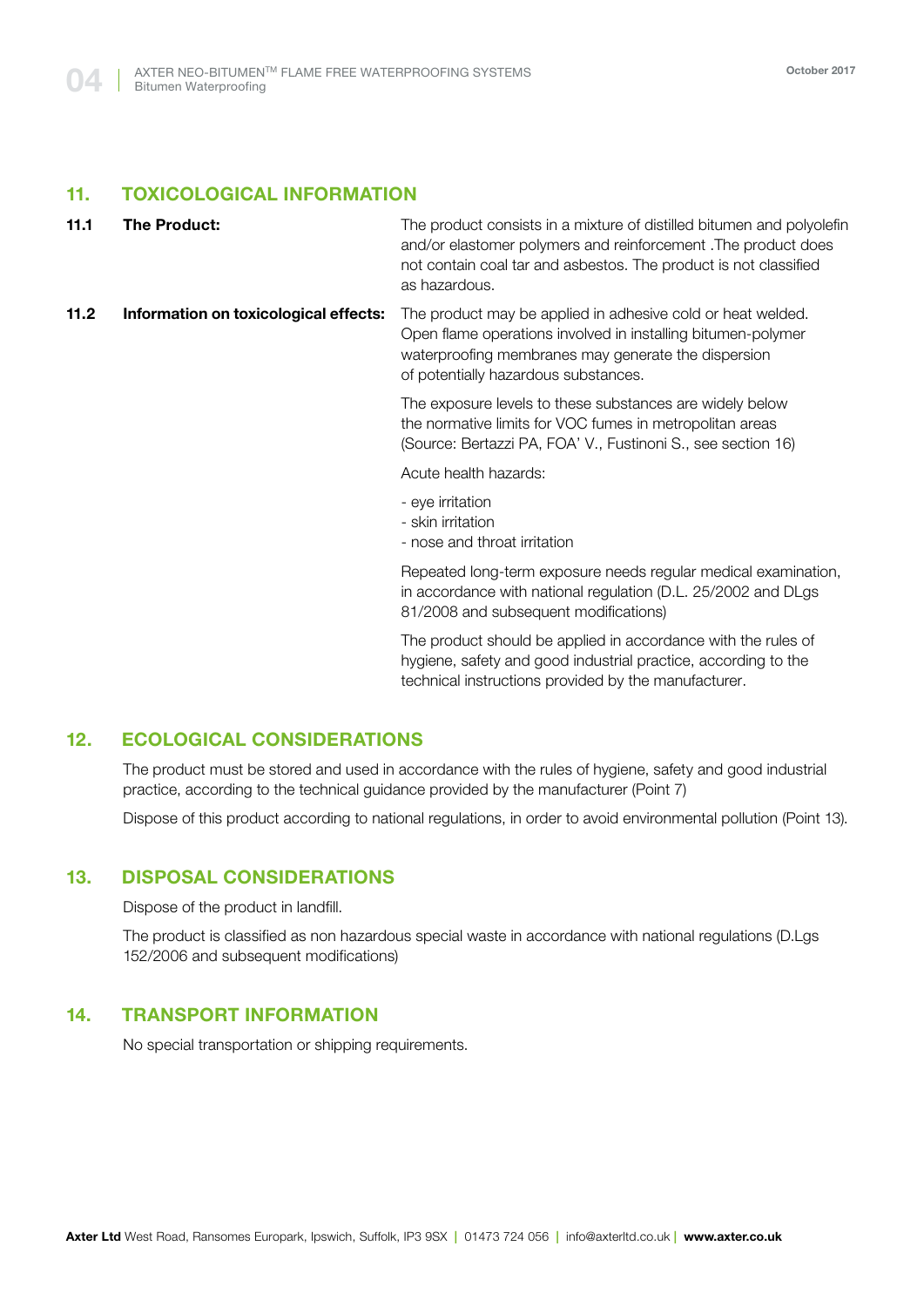## 11. TOXICOLOGICAL INFORMATION

**11.1 The Product:**

The product consists in a mixture of distilled bitumen and polyolefin and/or elastomer polymers and reinforcement .The product does not contain coal tar and asbestos. The product is not classified as hazardous.

**11.2 Information on toxicological effects:**

The product may be applied in adhesive cold or heat welded. Open flame operations involved in installing bitumen-polymer waterproofing membranes may generate the dispersion of potentially hazardous substances.

The exposure levels to these substances are widely below the normative limits for VOC fumes in metropolitan areas (Source: Bertazzi PA, FOA' V., Fustinoni S., see section 16)

Acute health hazards:

- eye irritation
- skin irritation
- nose and throat irritation

Repeated long-term exposure needs regular medical examination, in accordance with national regulation (D.L. 25/2002 and DLgs 81/2008 and subsequent modifications)

The product should be applied in accordance with the rules of hygiene, safety and good industrial practice, according to the technical instructions provided by the manufacturer.

## 12. ECOLOGICAL CONSIDERATIONS

The product must be stored and used in accordance with the rules of hygiene, safety and good industrial practice, according to the technical guidance provided by the manufacturer (Point 7)

Dispose of this product according to national regulations, in order to avoid environmental pollution (Point 13).

## 13. DISPOSAL CONSIDERATIONS

Dispose of the product in landfill.

The product is classified as non hazardous special waste in accordance with national regulations (D.Lgs 152/2006 and subsequent modifications)

## 14. TRANSPORT INFORMATION

No special transportation or shipping requirements.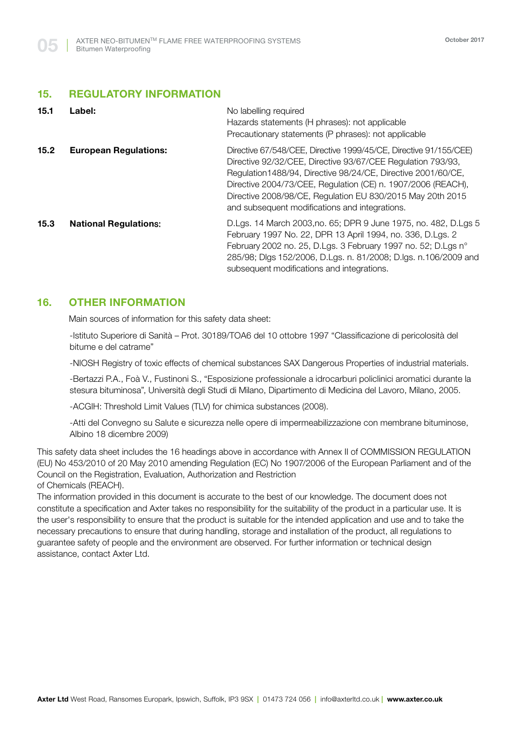## 15. REGULATORY INFORMATION

| | | |
|---|---|---|
| **15.1** | **Label:** | No labelling required<br>Hazards statements (H phrases): not applicable<br>Precautionary statements (P phrases): not applicable |
| **15.2** | **European Regulations:** | Directive 67/548/CEE, Directive 1999/45/CE, Directive 91/155/CEE) Directive 92/32/CEE, Directive 93/67/CEE Regulation 793/93, Regulation1488/94, Directive 98/24/CE, Directive 2001/60/CE, Directive 2004/73/CEE, Regulation (CE) n. 1907/2006 (REACH), Directive 2008/98/CE, Regulation EU 830/2015 May 20th 2015 and subsequent modifications and integrations. |
| **15.3** | **National Regulations:** | D.Lgs. 14 March 2003,no. 65; DPR 9 June 1975, no. 482, D.Lgs 5 February 1997 No. 22, DPR 13 April 1994, no. 336, D.Lgs. 2 February 2002 no. 25, D.Lgs. 3 February 1997 no. 52; D.Lgs n° 285/98; Dlgs 152/2006, D.Lgs. n. 81/2008; D.lgs. n.106/2009 and subsequent modifications and integrations. |

## 16. OTHER INFORMATION

Main sources of information for this safety data sheet:

-Istituto Superiore di Sanità – Prot. 30189/TOA6 del 10 ottobre 1997 "Classificazione di pericolosità del bitume e del catrame"

-NIOSH Registry of toxic effects of chemical substances SAX Dangerous Properties of industrial materials.

-Bertazzi P.A., Foà V., Fustinoni S., "Esposizione professionale a idrocarburi policlinici aromatici durante la stesura bituminosa", Università degli Studi di Milano, Dipartimento di Medicina del Lavoro, Milano, 2005.

-ACGIH: Threshold Limit Values (TLV) for chimica substances (2008).

-Atti del Convegno su Salute e sicurezza nelle opere di impermeabilizzazione con membrane bituminose, Albino 18 dicembre 2009)

This safety data sheet includes the 16 headings above in accordance with Annex II of COMMISSION REGULATION (EU) No 453/2010 of 20 May 2010 amending Regulation (EC) No 1907/2006 of the European Parliament and of the Council on the Registration, Evaluation, Authorization and Restriction of Chemicals (REACH).

The information provided in this document is accurate to the best of our knowledge. The document does not constitute a specification and Axter takes no responsibility for the suitability of the product in a particular use. It is the user's responsibility to ensure that the product is suitable for the intended application and use and to take the necessary precautions to ensure that during handling, storage and installation of the product, all regulations to guarantee safety of people and the environment are observed. For further information or technical design assistance, contact Axter Ltd.